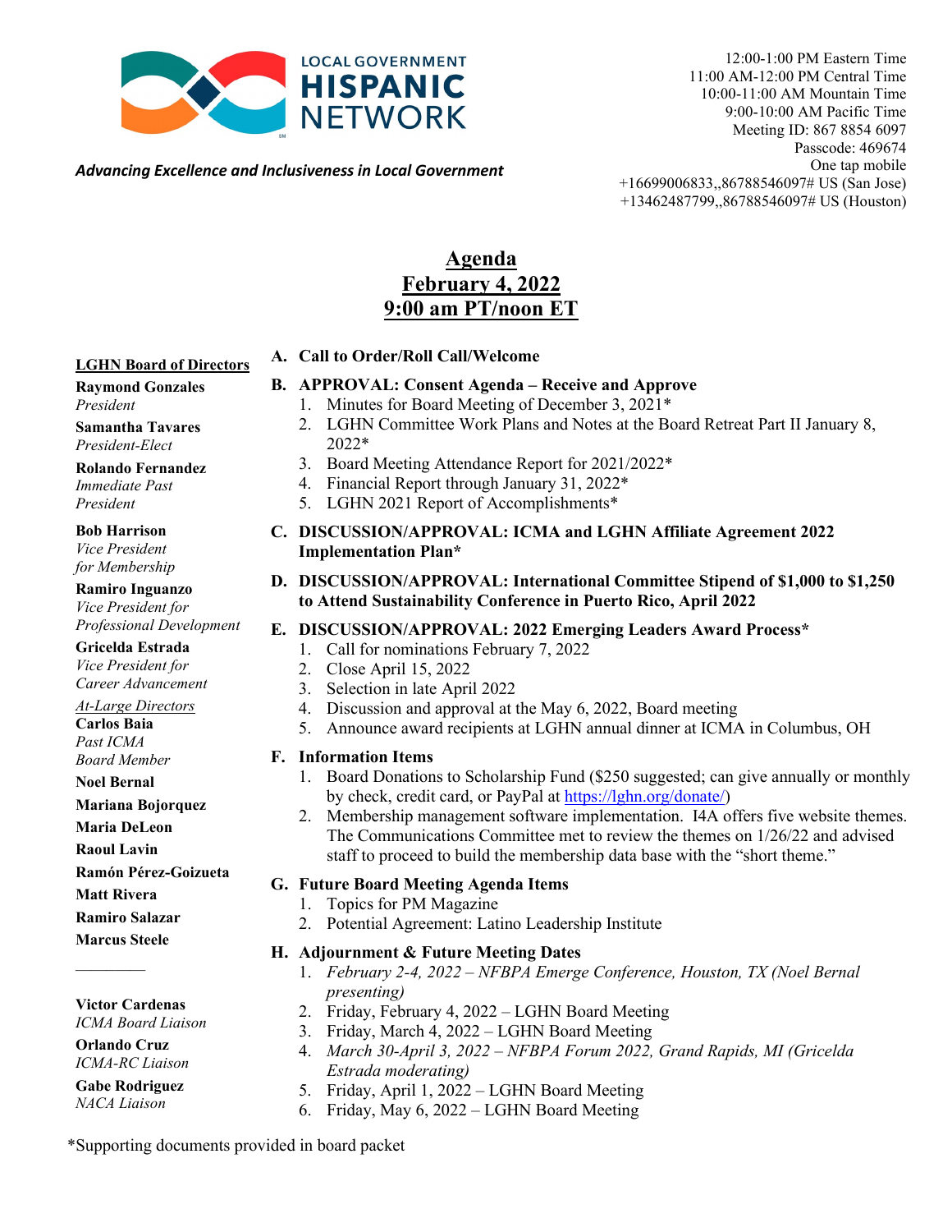LOCAL GOVERNMENT **HISPANIC** NETWORK

*Advancing Excellence and Inclusiveness in Local Government*

12:00-1:00 PM Eastern Time
11:00 AM-12:00 PM Central Time
10:00-11:00 AM Mountain Time
9:00-10:00 AM Pacific Time
Meeting ID: 867 8854 6097
Passcode: 469674
One tap mobile
+16699006833,,86788546097# US (San Jose)
+13462487799,,86788546097# US (Houston)

# Agenda
# February 4, 2022
# 9:00 am PT/noon ET

**LGHN Board of Directors**

**Raymond Gonzales**
*President*

**Samantha Tavares**
*President-Elect*

**Rolando Fernandez**
*Immediate Past President*

**Bob Harrison**
*Vice President for Membership*

**Ramiro Inguanzo**
*Vice President for Professional Development*

**Gricelda Estrada**
*Vice President for Career Advancement*

*At-Large Directors*

**Carlos Baia**
*Past ICMA Board Member*

**Noel Bernal**

**Mariana Bojorquez**

**Maria DeLeon**

**Raoul Lavin**

**Ramón Pérez-Goizueta**

**Matt Rivera**

**Ramiro Salazar**

**Marcus Steele**

---

**Victor Cardenas**
*ICMA Board Liaison*

**Orlando Cruz**
*ICMA-RC Liaison*

**Gabe Rodriguez**
*NACA Liaison*

**A. Call to Order/Roll Call/Welcome**

**B. APPROVAL: Consent Agenda – Receive and Approve**
1. Minutes for Board Meeting of December 3, 2021*
2. LGHN Committee Work Plans and Notes at the Board Retreat Part II January 8, 2022*
3. Board Meeting Attendance Report for 2021/2022*
4. Financial Report through January 31, 2022*
5. LGHN 2021 Report of Accomplishments*

**C. DISCUSSION/APPROVAL: ICMA and LGHN Affiliate Agreement 2022 Implementation Plan***

**D. DISCUSSION/APPROVAL: International Committee Stipend of $1,000 to $1,250 to Attend Sustainability Conference in Puerto Rico, April 2022**

**E. DISCUSSION/APPROVAL: 2022 Emerging Leaders Award Process***
1. Call for nominations February 7, 2022
2. Close April 15, 2022
3. Selection in late April 2022
4. Discussion and approval at the May 6, 2022, Board meeting
5. Announce award recipients at LGHN annual dinner at ICMA in Columbus, OH

**F. Information Items**
1. Board Donations to Scholarship Fund ($250 suggested; can give annually or monthly by check, credit card, or PayPal at https://lghn.org/donate/)
2. Membership management software implementation. I4A offers five website themes. The Communications Committee met to review the themes on 1/26/22 and advised staff to proceed to build the membership data base with the "short theme."

**G. Future Board Meeting Agenda Items**
1. Topics for PM Magazine
2. Potential Agreement: Latino Leadership Institute

**H. Adjournment & Future Meeting Dates**
1. *February 2-4, 2022 – NFBPA Emerge Conference, Houston, TX (Noel Bernal presenting)*
2. Friday, February 4, 2022 – LGHN Board Meeting
3. Friday, March 4, 2022 – LGHN Board Meeting
4. *March 30-April 3, 2022 – NFBPA Forum 2022, Grand Rapids, MI (Gricelda Estrada moderating)*
5. Friday, April 1, 2022 – LGHN Board Meeting
6. Friday, May 6, 2022 – LGHN Board Meeting

*Supporting documents provided in board packet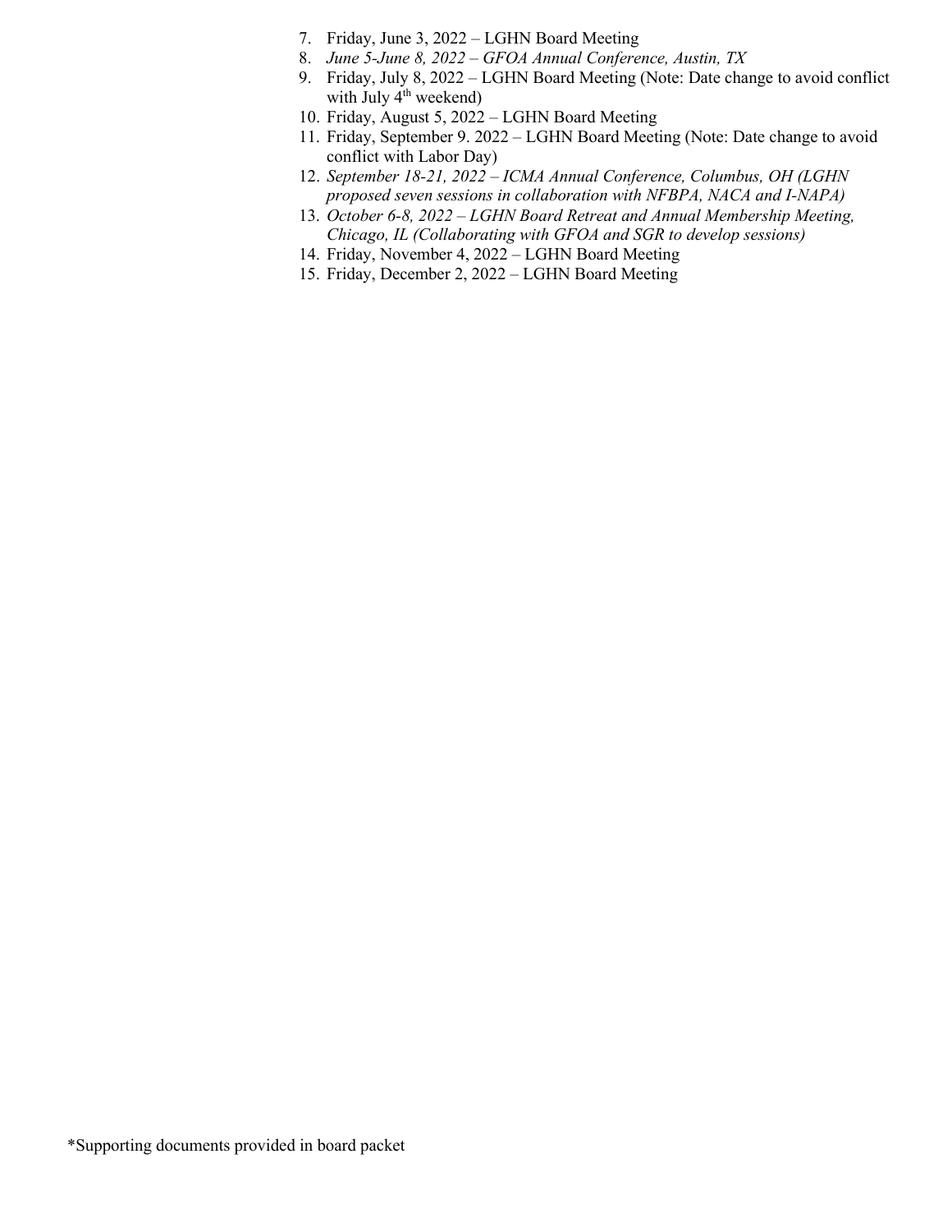7. Friday, June 3, 2022 – LGHN Board Meeting
8. *June 5-June 8, 2022 – GFOA Annual Conference, Austin, TX*
9. Friday, July 8, 2022 – LGHN Board Meeting (Note: Date change to avoid conflict with July 4th weekend)
10. Friday, August 5, 2022 – LGHN Board Meeting
11. Friday, September 9. 2022 – LGHN Board Meeting (Note: Date change to avoid conflict with Labor Day)
12. *September 18-21, 2022 – ICMA Annual Conference, Columbus, OH (LGHN proposed seven sessions in collaboration with NFBPA, NACA and I-NAPA)*
13. *October 6-8, 2022 – LGHN Board Retreat and Annual Membership Meeting, Chicago, IL (Collaborating with GFOA and SGR to develop sessions)*
14. Friday, November 4, 2022 – LGHN Board Meeting
15. Friday, December 2, 2022 – LGHN Board Meeting

*Supporting documents provided in board packet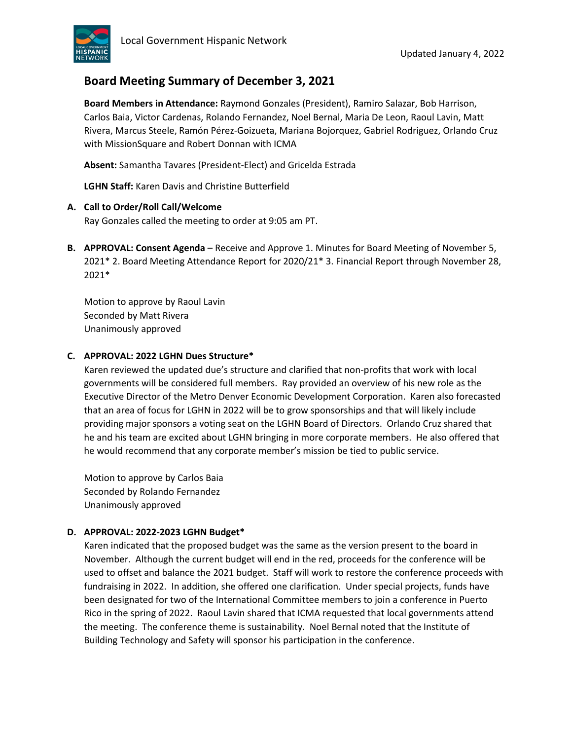Updated January 4, 2022

# Board Meeting Summary of December 3, 2021

**Board Members in Attendance:** Raymond Gonzales (President), Ramiro Salazar, Bob Harrison, Carlos Baia, Victor Cardenas, Rolando Fernandez, Noel Bernal, Maria De Leon, Raoul Lavin, Matt Rivera, Marcus Steele, Ramón Pérez-Goizueta, Mariana Bojorquez, Gabriel Rodriguez, Orlando Cruz with MissionSquare and Robert Donnan with ICMA

**Absent:** Samantha Tavares (President-Elect) and Gricelda Estrada

**LGHN Staff:** Karen Davis and Christine Butterfield

**A. Call to Order/Roll Call/Welcome**

Ray Gonzales called the meeting to order at 9:05 am PT.

**B. APPROVAL: Consent Agenda** – Receive and Approve 1. Minutes for Board Meeting of November 5, 2021* 2. Board Meeting Attendance Report for 2020/21* 3. Financial Report through November 28, 2021*

Motion to approve by Raoul Lavin
Seconded by Matt Rivera
Unanimously approved

**C. APPROVAL: 2022 LGHN Dues Structure***

Karen reviewed the updated due's structure and clarified that non-profits that work with local governments will be considered full members. Ray provided an overview of his new role as the Executive Director of the Metro Denver Economic Development Corporation. Karen also forecasted that an area of focus for LGHN in 2022 will be to grow sponsorships and that will likely include providing major sponsors a voting seat on the LGHN Board of Directors. Orlando Cruz shared that he and his team are excited about LGHN bringing in more corporate members. He also offered that he would recommend that any corporate member's mission be tied to public service.

Motion to approve by Carlos Baia
Seconded by Rolando Fernandez
Unanimously approved

**D. APPROVAL: 2022-2023 LGHN Budget***

Karen indicated that the proposed budget was the same as the version present to the board in November. Although the current budget will end in the red, proceeds for the conference will be used to offset and balance the 2021 budget. Staff will work to restore the conference proceeds with fundraising in 2022. In addition, she offered one clarification. Under special projects, funds have been designated for two of the International Committee members to join a conference in Puerto Rico in the spring of 2022. Raoul Lavin shared that ICMA requested that local governments attend the meeting. The conference theme is sustainability. Noel Bernal noted that the Institute of Building Technology and Safety will sponsor his participation in the conference.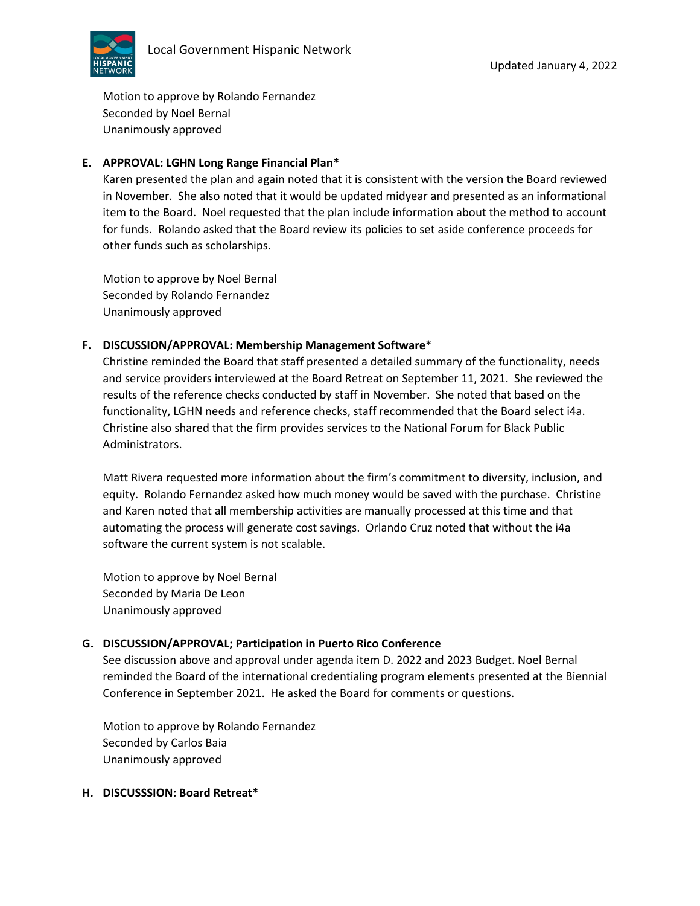Motion to approve by Rolando Fernandez
Seconded by Noel Bernal
Unanimously approved

**E. APPROVAL: LGHN Long Range Financial Plan***

Karen presented the plan and again noted that it is consistent with the version the Board reviewed in November. She also noted that it would be updated midyear and presented as an informational item to the Board. Noel requested that the plan include information about the method to account for funds. Rolando asked that the Board review its policies to set aside conference proceeds for other funds such as scholarships.

Motion to approve by Noel Bernal
Seconded by Rolando Fernandez
Unanimously approved

**F. DISCUSSION/APPROVAL: Membership Management Software***

Christine reminded the Board that staff presented a detailed summary of the functionality, needs and service providers interviewed at the Board Retreat on September 11, 2021. She reviewed the results of the reference checks conducted by staff in November. She noted that based on the functionality, LGHN needs and reference checks, staff recommended that the Board select i4a. Christine also shared that the firm provides services to the National Forum for Black Public Administrators.

Matt Rivera requested more information about the firm's commitment to diversity, inclusion, and equity. Rolando Fernandez asked how much money would be saved with the purchase. Christine and Karen noted that all membership activities are manually processed at this time and that automating the process will generate cost savings. Orlando Cruz noted that without the i4a software the current system is not scalable.

Motion to approve by Noel Bernal
Seconded by Maria De Leon
Unanimously approved

**G. DISCUSSION/APPROVAL; Participation in Puerto Rico Conference**

See discussion above and approval under agenda item D. 2022 and 2023 Budget. Noel Bernal reminded the Board of the international credentialing program elements presented at the Biennial Conference in September 2021. He asked the Board for comments or questions.

Motion to approve by Rolando Fernandez
Seconded by Carlos Baia
Unanimously approved

**H. DISCUSSSION: Board Retreat***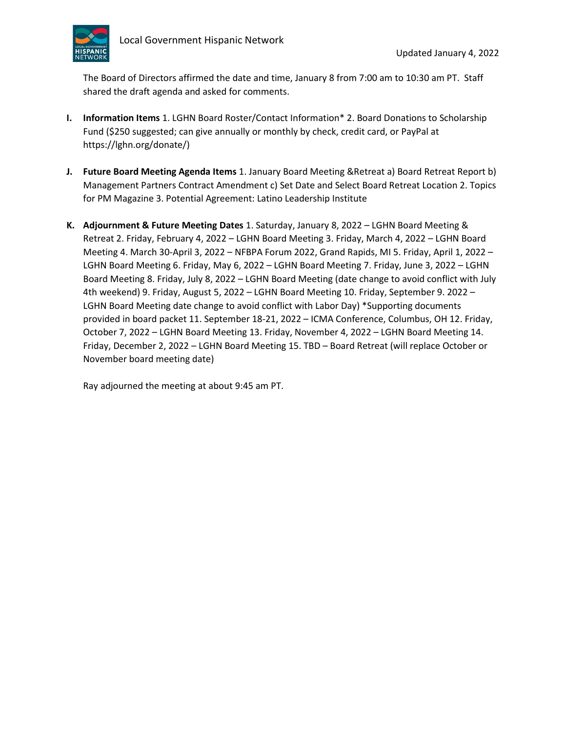The Board of Directors affirmed the date and time, January 8 from 7:00 am to 10:30 am PT. Staff shared the draft agenda and asked for comments.

**I. Information Items** 1. LGHN Board Roster/Contact Information* 2. Board Donations to Scholarship Fund ($250 suggested; can give annually or monthly by check, credit card, or PayPal at https://lghn.org/donate/)

**J. Future Board Meeting Agenda Items** 1. January Board Meeting &Retreat a) Board Retreat Report b) Management Partners Contract Amendment c) Set Date and Select Board Retreat Location 2. Topics for PM Magazine 3. Potential Agreement: Latino Leadership Institute

**K. Adjournment & Future Meeting Dates** 1. Saturday, January 8, 2022 – LGHN Board Meeting & Retreat 2. Friday, February 4, 2022 – LGHN Board Meeting 3. Friday, March 4, 2022 – LGHN Board Meeting 4. March 30-April 3, 2022 – NFBPA Forum 2022, Grand Rapids, MI 5. Friday, April 1, 2022 – LGHN Board Meeting 6. Friday, May 6, 2022 – LGHN Board Meeting 7. Friday, June 3, 2022 – LGHN Board Meeting 8. Friday, July 8, 2022 – LGHN Board Meeting (date change to avoid conflict with July 4th weekend) 9. Friday, August 5, 2022 – LGHN Board Meeting 10. Friday, September 9. 2022 – LGHN Board Meeting date change to avoid conflict with Labor Day) *Supporting documents provided in board packet 11. September 18-21, 2022 – ICMA Conference, Columbus, OH 12. Friday, October 7, 2022 – LGHN Board Meeting 13. Friday, November 4, 2022 – LGHN Board Meeting 14. Friday, December 2, 2022 – LGHN Board Meeting 15. TBD – Board Retreat (will replace October or November board meeting date)

Ray adjourned the meeting at about 9:45 am PT.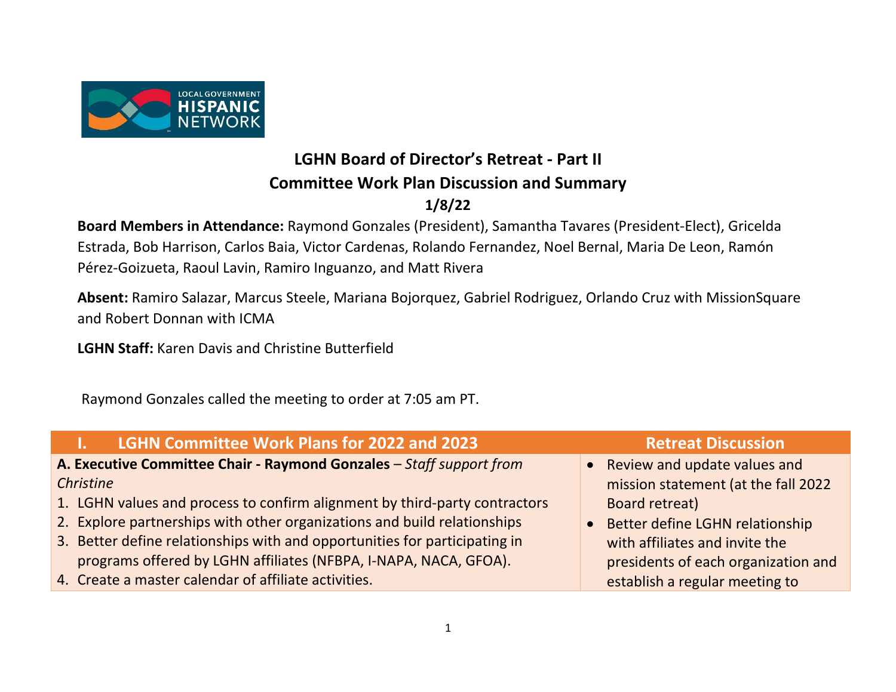# LGHN Board of Director's Retreat - Part II

## Committee Work Plan Discussion and Summary

**1/8/22**

**Board Members in Attendance:** Raymond Gonzales (President), Samantha Tavares (President-Elect), Gricelda Estrada, Bob Harrison, Carlos Baia, Victor Cardenas, Rolando Fernandez, Noel Bernal, Maria De Leon, Ramón Pérez-Goizueta, Raoul Lavin, Ramiro Inguanzo, and Matt Rivera

**Absent:** Ramiro Salazar, Marcus Steele, Mariana Bojorquez, Gabriel Rodriguez, Orlando Cruz with MissionSquare and Robert Donnan with ICMA

**LGHN Staff:** Karen Davis and Christine Butterfield

Raymond Gonzales called the meeting to order at 7:05 am PT.

| I. LGHN Committee Work Plans for 2022 and 2023 | Retreat Discussion |
|---|---|
| **A. Executive Committee Chair - Raymond Gonzales** – *Staff support from Christine*<br>1. LGHN values and process to confirm alignment by third-party contractors<br>2. Explore partnerships with other organizations and build relationships<br>3. Better define relationships with and opportunities for participating in programs offered by LGHN affiliates (NFBPA, I-NAPA, NACA, GFOA).<br>4. Create a master calendar of affiliate activities. | • Review and update values and mission statement (at the fall 2022 Board retreat)<br>• Better define LGHN relationship with affiliates and invite the presidents of each organization and establish a regular meeting to |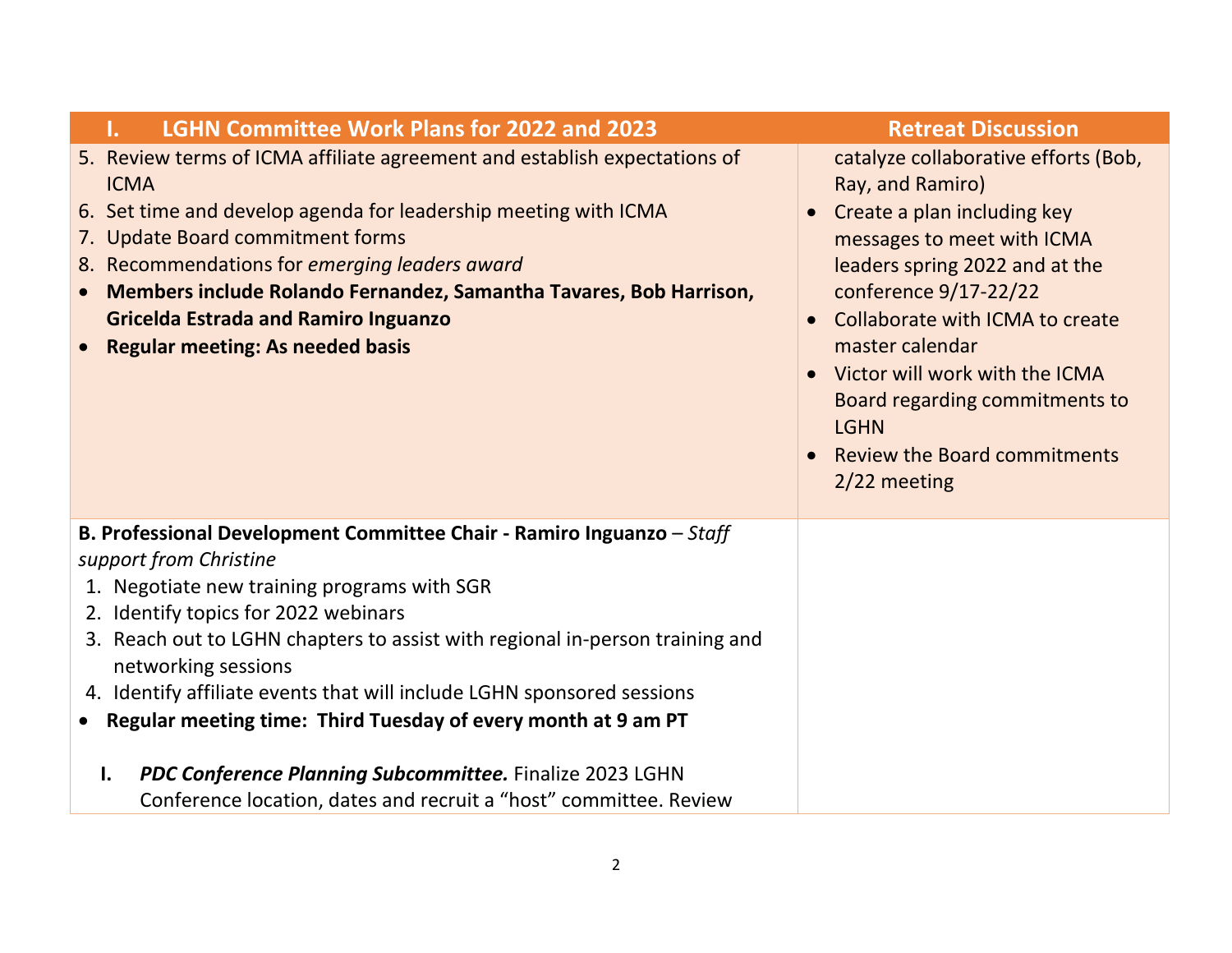| I. LGHN Committee Work Plans for 2022 and 2023 | Retreat Discussion |
|---|---|
| 5. Review terms of ICMA affiliate agreement and establish expectations of ICMA<br>6. Set time and develop agenda for leadership meeting with ICMA<br>7. Update Board commitment forms<br>8. Recommendations for *emerging leaders award*<br>• **Members include Rolando Fernandez, Samantha Tavares, Bob Harrison, Gricelda Estrada and Ramiro Inguanzo**<br>• **Regular meeting: As needed basis** | catalyze collaborative efforts (Bob, Ray, and Ramiro)<br>• Create a plan including key messages to meet with ICMA leaders spring 2022 and at the conference 9/17-22/22<br>• Collaborate with ICMA to create master calendar<br>• Victor will work with the ICMA Board regarding commitments to LGHN<br>• Review the Board commitments 2/22 meeting |
| **B. Professional Development Committee Chair - Ramiro Inguanzo** – *Staff support from Christine*<br>1. Negotiate new training programs with SGR<br>2. Identify topics for 2022 webinars<br>3. Reach out to LGHN chapters to assist with regional in-person training and networking sessions<br>4. Identify affiliate events that will include LGHN sponsored sessions<br>• **Regular meeting time: Third Tuesday of every month at 9 am PT**<br><br>**I.** ***PDC Conference Planning Subcommittee.*** Finalize 2023 LGHN Conference location, dates and recruit a "host" committee. Review | |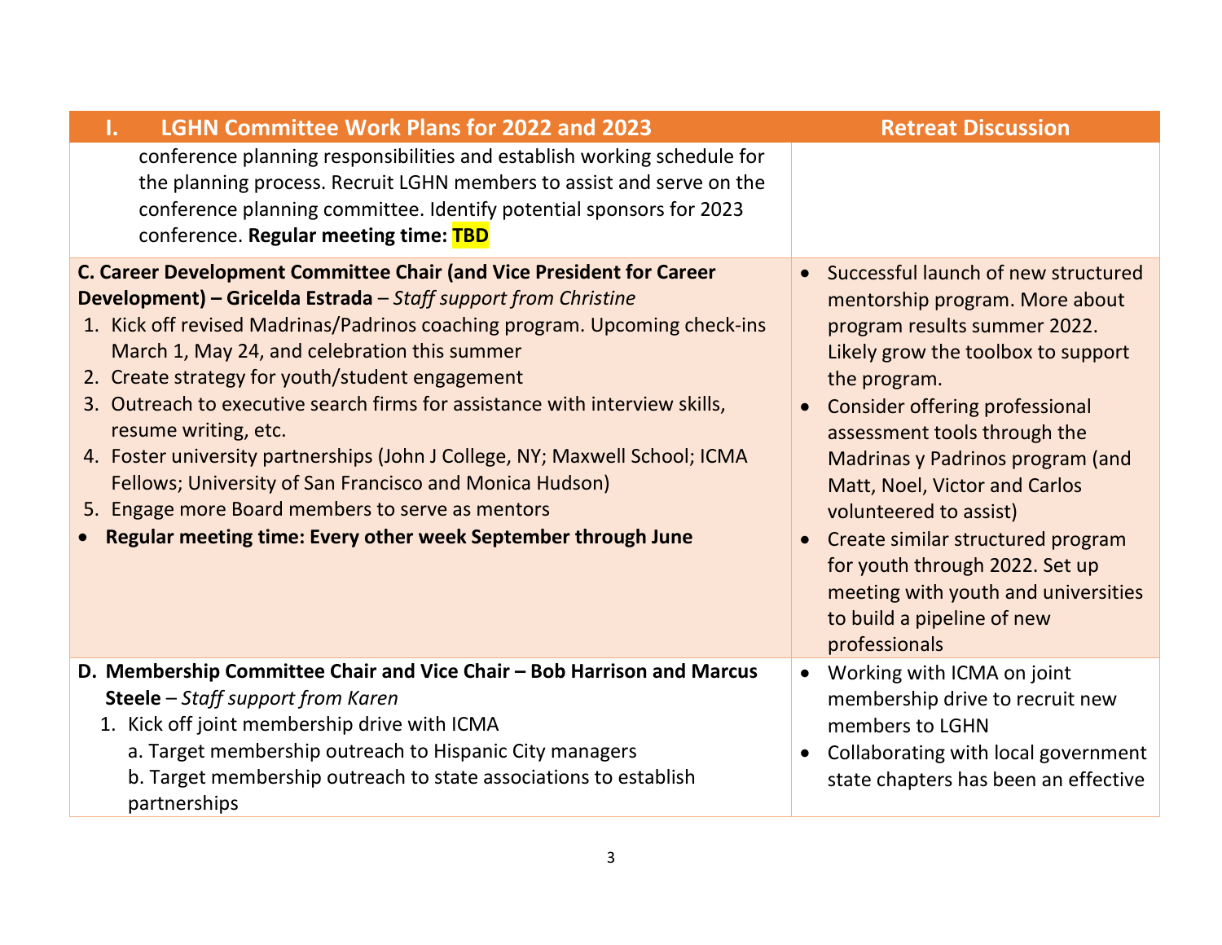| I. LGHN Committee Work Plans for 2022 and 2023 | Retreat Discussion |
|---|---|
| conference planning responsibilities and establish working schedule for the planning process. Recruit LGHN members to assist and serve on the conference planning committee. Identify potential sponsors for 2023 conference. **Regular meeting time: TBD** | |
| **C. Career Development Committee Chair (and Vice President for Career Development) – Gricelda Estrada** – *Staff support from Christine*<br>1. Kick off revised Madrinas/Padrinos coaching program. Upcoming check-ins March 1, May 24, and celebration this summer<br>2. Create strategy for youth/student engagement<br>3. Outreach to executive search firms for assistance with interview skills, resume writing, etc.<br>4. Foster university partnerships (John J College, NY; Maxwell School; ICMA Fellows; University of San Francisco and Monica Hudson)<br>5. Engage more Board members to serve as mentors<br>• **Regular meeting time: Every other week September through June** | • Successful launch of new structured mentorship program. More about program results summer 2022. Likely grow the toolbox to support the program.<br>• Consider offering professional assessment tools through the Madrinas y Padrinos program (and Matt, Noel, Victor and Carlos volunteered to assist)<br>• Create similar structured program for youth through 2022. Set up meeting with youth and universities to build a pipeline of new professionals |
| **D. Membership Committee Chair and Vice Chair – Bob Harrison and Marcus Steele** – *Staff support from Karen*<br>1. Kick off joint membership drive with ICMA<br>a. Target membership outreach to Hispanic City managers<br>b. Target membership outreach to state associations to establish partnerships | • Working with ICMA on joint membership drive to recruit new members to LGHN<br>• Collaborating with local government state chapters has been an effective |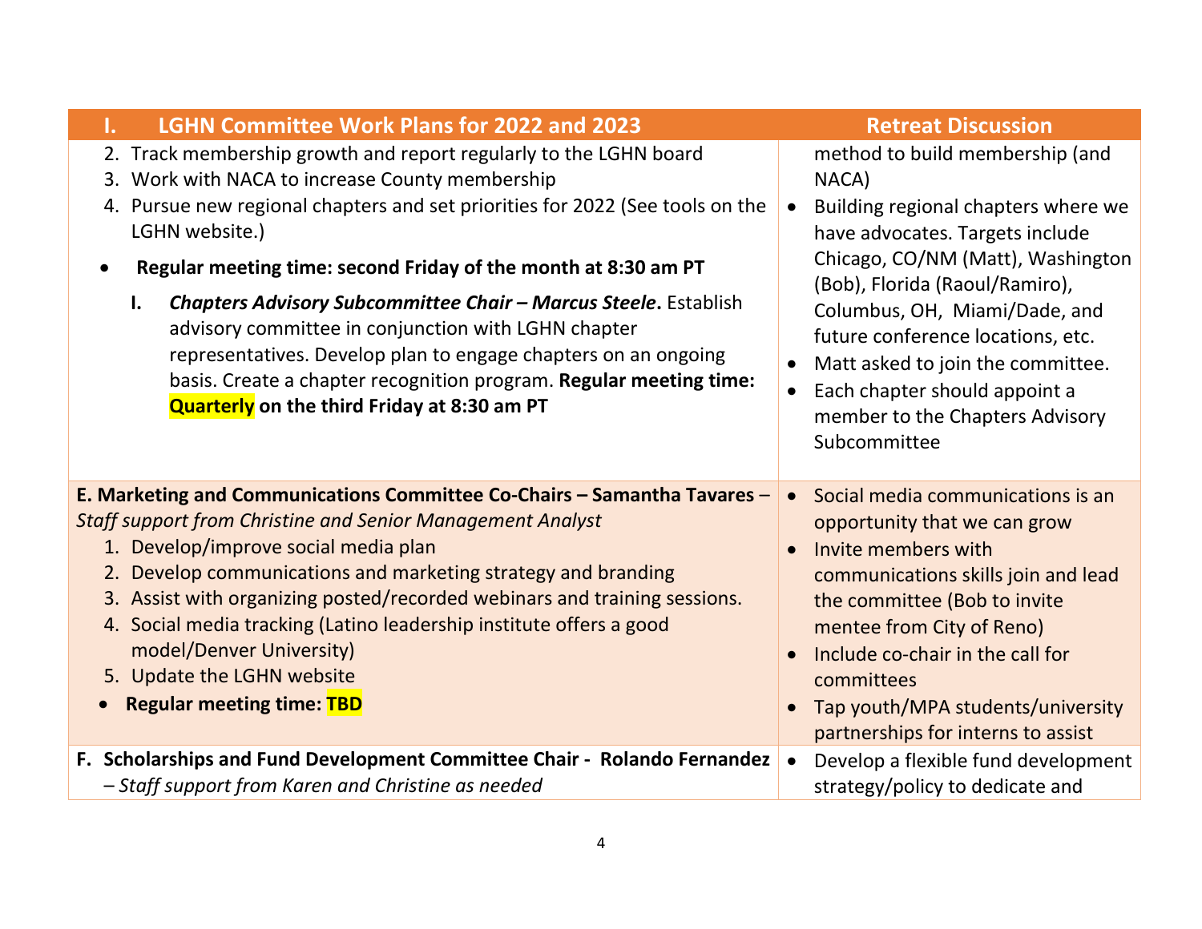| I. LGHN Committee Work Plans for 2022 and 2023 | Retreat Discussion |
|---|---|
| 2. Track membership growth and report regularly to the LGHN board<br>3. Work with NACA to increase County membership<br>4. Pursue new regional chapters and set priorities for 2022 (See tools on the LGHN website.)<br>• **Regular meeting time: second Friday of the month at 8:30 am PT**<br>I. ***Chapters Advisory Subcommittee Chair – Marcus Steele*****.** Establish advisory committee in conjunction with LGHN chapter representatives. Develop plan to engage chapters on an ongoing basis. Create a chapter recognition program. **Regular meeting time: Quarterly on the third Friday at 8:30 am PT** | method to build membership (and NACA)<br>• Building regional chapters where we have advocates. Targets include Chicago, CO/NM (Matt), Washington (Bob), Florida (Raoul/Ramiro), Columbus, OH, Miami/Dade, and future conference locations, etc.<br>• Matt asked to join the committee.<br>• Each chapter should appoint a member to the Chapters Advisory Subcommittee |
| **E. Marketing and Communications Committee Co-Chairs – Samantha Tavares** – *Staff support from Christine and Senior Management Analyst*<br>1. Develop/improve social media plan<br>2. Develop communications and marketing strategy and branding<br>3. Assist with organizing posted/recorded webinars and training sessions.<br>4. Social media tracking (Latino leadership institute offers a good model/Denver University)<br>5. Update the LGHN website<br>• **Regular meeting time: TBD** | • Social media communications is an opportunity that we can grow<br>• Invite members with communications skills join and lead the committee (Bob to invite mentee from City of Reno)<br>• Include co-chair in the call for committees<br>• Tap youth/MPA students/university partnerships for interns to assist |
| **F. Scholarships and Fund Development Committee Chair - Rolando Fernandez** *– Staff support from Karen and Christine as needed* | • Develop a flexible fund development strategy/policy to dedicate and |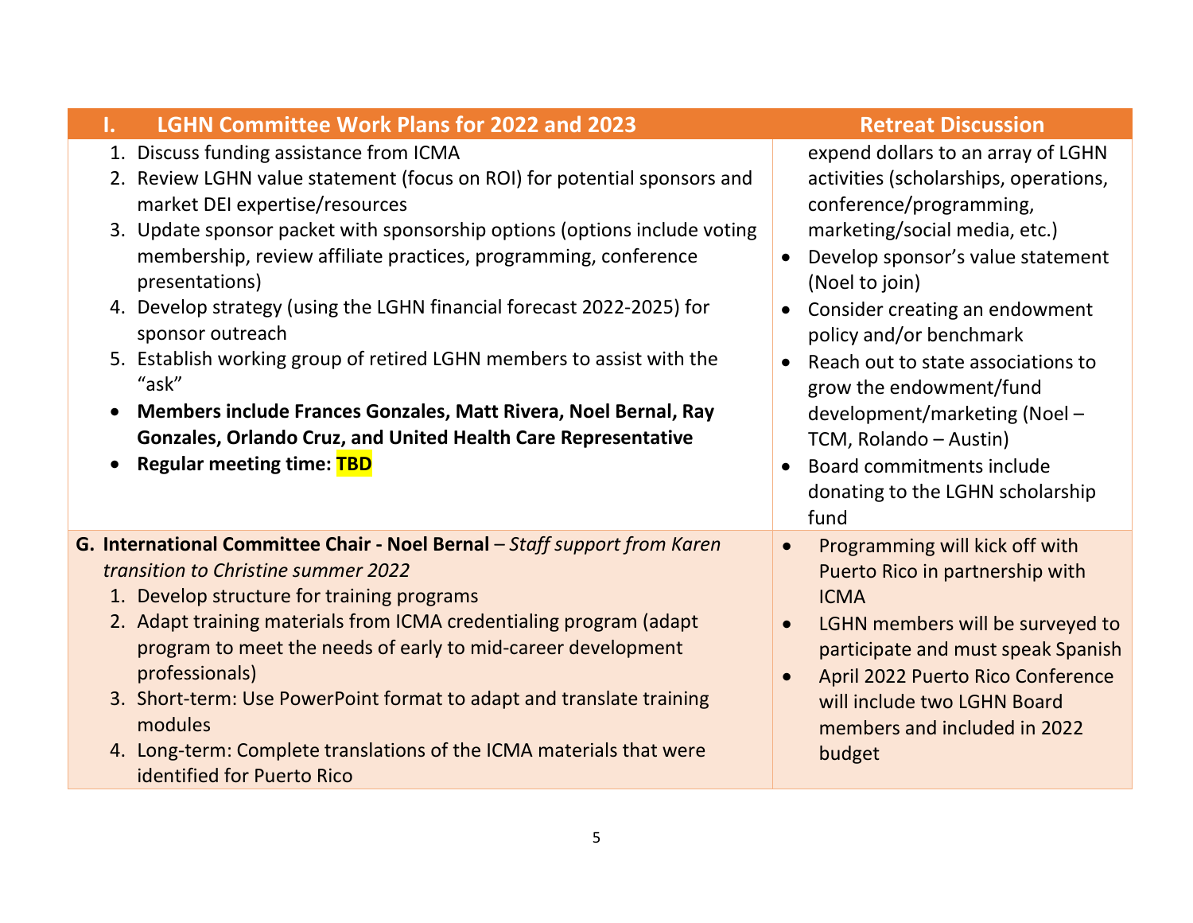| I. LGHN Committee Work Plans for 2022 and 2023 | Retreat Discussion |
|---|---|
| 1. Discuss funding assistance from ICMA<br>2. Review LGHN value statement (focus on ROI) for potential sponsors and market DEI expertise/resources<br>3. Update sponsor packet with sponsorship options (options include voting membership, review affiliate practices, programming, conference presentations)<br>4. Develop strategy (using the LGHN financial forecast 2022-2025) for sponsor outreach<br>5. Establish working group of retired LGHN members to assist with the "ask"<br>• **Members include Frances Gonzales, Matt Rivera, Noel Bernal, Ray Gonzales, Orlando Cruz, and United Health Care Representative**<br>• **Regular meeting time: TBD** | expend dollars to an array of LGHN activities (scholarships, operations, conference/programming, marketing/social media, etc.)<br>• Develop sponsor's value statement (Noel to join)<br>• Consider creating an endowment policy and/or benchmark<br>• Reach out to state associations to grow the endowment/fund development/marketing (Noel – TCM, Rolando – Austin)<br>• Board commitments include donating to the LGHN scholarship fund |
| **G. International Committee Chair - Noel Bernal** – *Staff support from Karen transition to Christine summer 2022*<br>1. Develop structure for training programs<br>2. Adapt training materials from ICMA credentialing program (adapt program to meet the needs of early to mid-career development professionals)<br>3. Short-term: Use PowerPoint format to adapt and translate training modules<br>4. Long-term: Complete translations of the ICMA materials that were identified for Puerto Rico | • Programming will kick off with Puerto Rico in partnership with ICMA<br>• LGHN members will be surveyed to participate and must speak Spanish<br>• April 2022 Puerto Rico Conference will include two LGHN Board members and included in 2022 budget |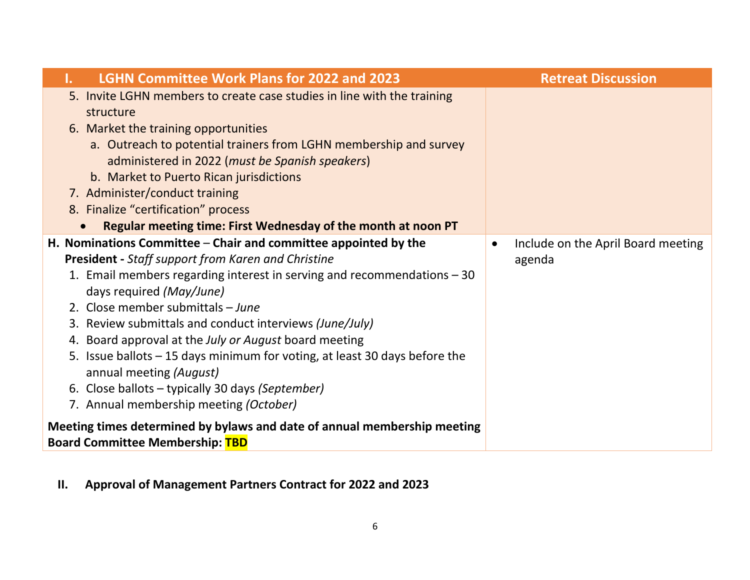| I. LGHN Committee Work Plans for 2022 and 2023 | Retreat Discussion |
|---|---|
| 5. Invite LGHN members to create case studies in line with the training structure<br>6. Market the training opportunities<br>a. Outreach to potential trainers from LGHN membership and survey administered in 2022 (*must be Spanish speakers*)<br>b. Market to Puerto Rican jurisdictions<br>7. Administer/conduct training<br>8. Finalize "certification" process<br>• **Regular meeting time: First Wednesday of the month at noon PT** | |
| **H. Nominations Committee** – **Chair and committee appointed by the President -** *Staff support from Karen and Christine*<br>1. Email members regarding interest in serving and recommendations – 30 days required *(May/June)*<br>2. Close member submittals – *June*<br>3. Review submittals and conduct interviews *(June/July)*<br>4. Board approval at the *July or August* board meeting<br>5. Issue ballots – 15 days minimum for voting, at least 30 days before the annual meeting *(August)*<br>6. Close ballots – typically 30 days *(September)*<br>7. Annual membership meeting *(October)*<br><br>**Meeting times determined by bylaws and date of annual membership meeting**<br>**Board Committee Membership: TBD** | • Include on the April Board meeting agenda |

## II. Approval of Management Partners Contract for 2022 and 2023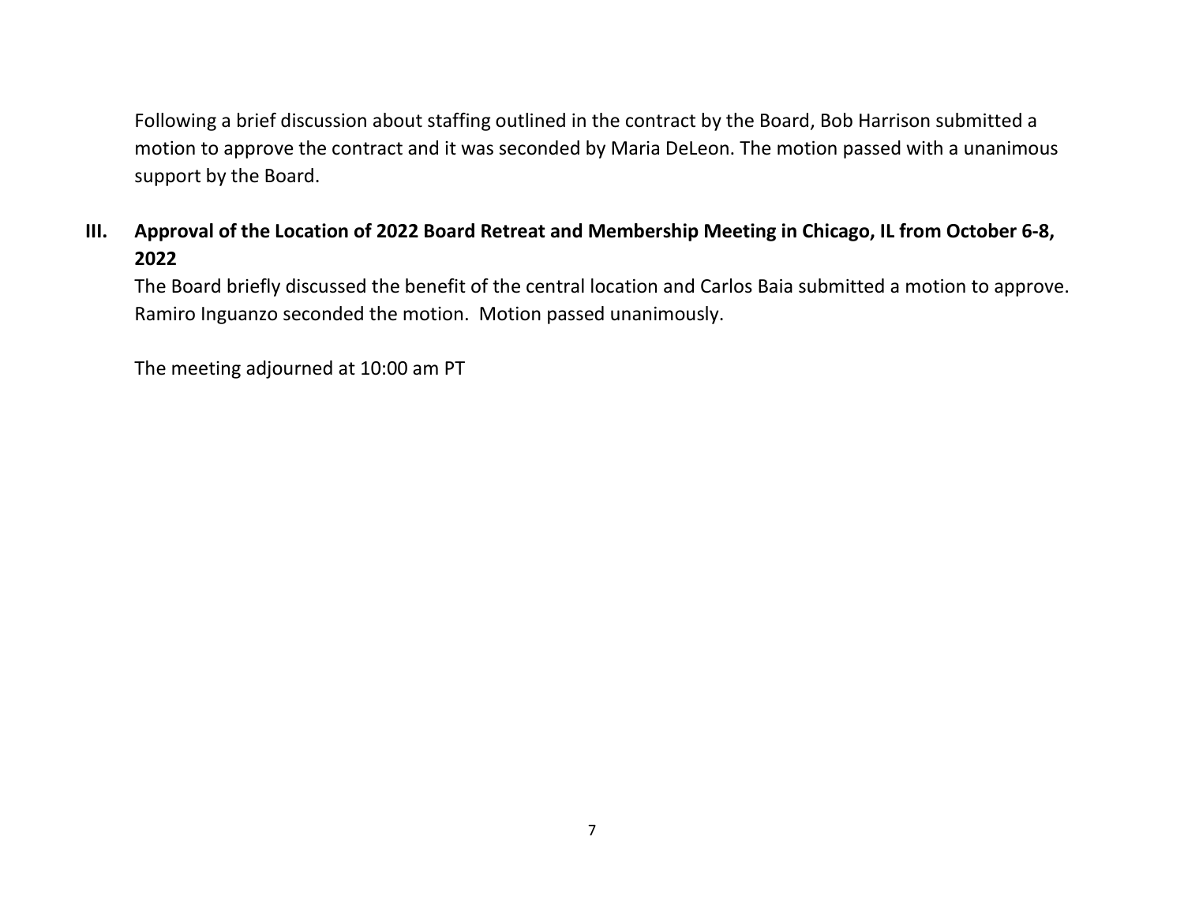Following a brief discussion about staffing outlined in the contract by the Board, Bob Harrison submitted a motion to approve the contract and it was seconded by Maria DeLeon. The motion passed with a unanimous support by the Board.

## III. Approval of the Location of 2022 Board Retreat and Membership Meeting in Chicago, IL from October 6-8, 2022

The Board briefly discussed the benefit of the central location and Carlos Baia submitted a motion to approve. Ramiro Inguanzo seconded the motion. Motion passed unanimously.

The meeting adjourned at 10:00 am PT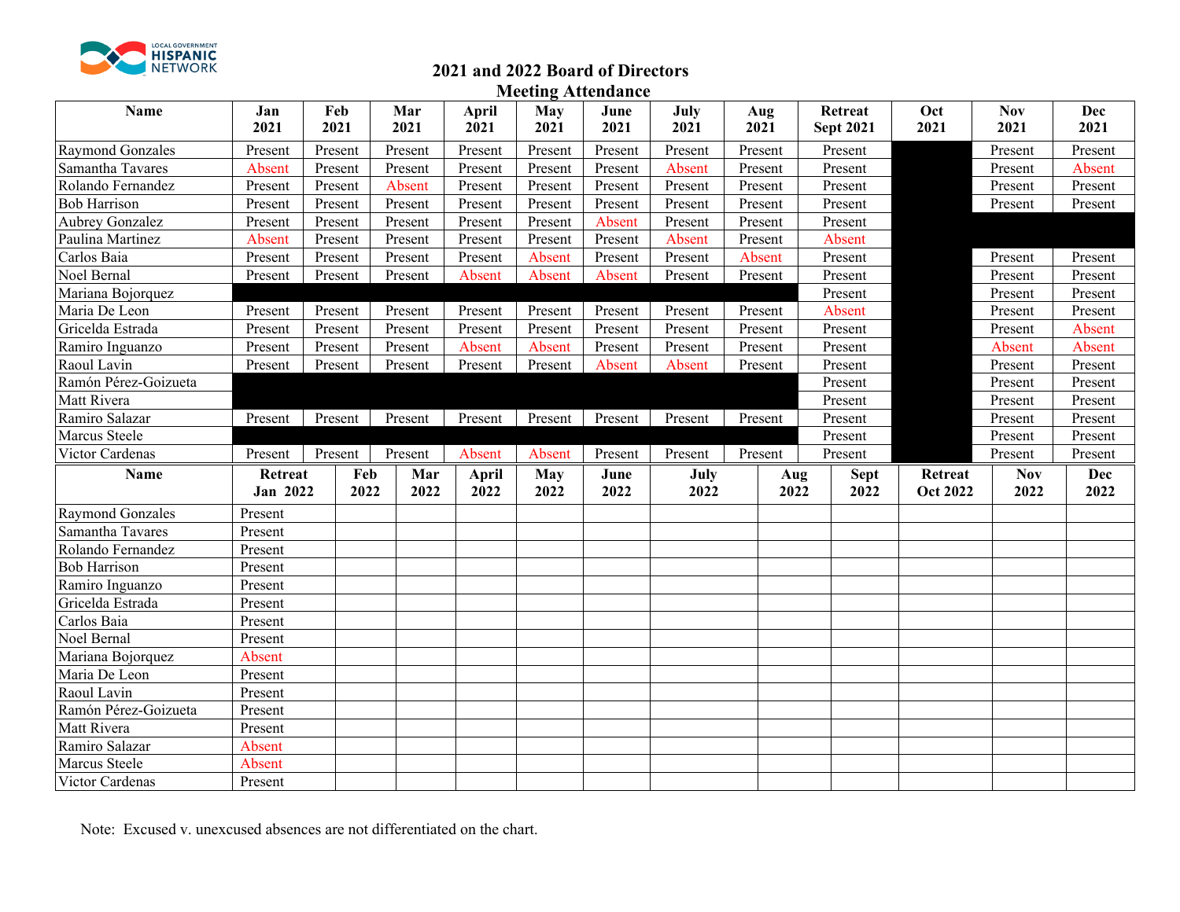## 2021 and 2022 Board of Directors Meeting Attendance

| Name | Jan 2021 | Feb 2021 | Mar 2021 | April 2021 | May 2021 | June 2021 | July 2021 | Aug 2021 | Retreat Sept 2021 | Oct 2021 | Nov 2021 | Dec 2021 |
|---|---|---|---|---|---|---|---|---|---|---|---|---|
| Raymond Gonzales | Present | Present | Present | Present | Present | Present | Present | Present | Present | | Present | Present |
| Samantha Tavares | Absent | Present | Present | Present | Present | Present | Absent | Present | Present | | Present | Absent |
| Rolando Fernandez | Present | Present | Absent | Present | Present | Present | Present | Present | Present | | Present | Present |
| Bob Harrison | Present | Present | Present | Present | Present | Present | Present | Present | Present | | Present | Present |
| Aubrey Gonzalez | Present | Present | Present | Present | Present | Absent | Present | Present | Present | | | |
| Paulina Martinez | Absent | Present | Present | Present | Present | Present | Absent | Present | Absent | | | |
| Carlos Baia | Present | Present | Present | Present | Absent | Present | Present | Absent | Present | | Present | Present |
| Noel Bernal | Present | Present | Present | Absent | Absent | Absent | Present | Present | Present | | Present | Present |
| Mariana Bojorquez | | | | | | | | | Present | | Present | Present |
| Maria De Leon | Present | Present | Present | Present | Present | Present | Present | Present | Absent | | Present | Present |
| Gricelda Estrada | Present | Present | Present | Present | Present | Present | Present | Present | Present | | Present | Absent |
| Ramiro Inguanzo | Present | Present | Present | Absent | Absent | Present | Present | Present | Present | | Absent | Absent |
| Raoul Lavin | Present | Present | Present | Present | Present | Absent | Absent | Present | Present | | Present | Present |
| Ramón Pérez-Goizueta | | | | | | | | | Present | | Present | Present |
| Matt Rivera | | | | | | | | | Present | | Present | Present |
| Ramiro Salazar | Present | Present | Present | Present | Present | Present | Present | Present | Present | | Present | Present |
| Marcus Steele | | | | | | | | | Present | | Present | Present |
| Victor Cardenas | Present | Present | Present | Absent | Absent | Present | Present | Present | Present | | Present | Present |

| Name | Retreat Jan 2022 | Feb 2022 | Mar 2022 | April 2022 | May 2022 | June 2022 | July 2022 | Aug 2022 | Sept 2022 | Retreat Oct 2022 | Nov 2022 | Dec 2022 |
|---|---|---|---|---|---|---|---|---|---|---|---|---|
| Raymond Gonzales | Present | | | | | | | | | | | |
| Samantha Tavares | Present | | | | | | | | | | | |
| Rolando Fernandez | Present | | | | | | | | | | | |
| Bob Harrison | Present | | | | | | | | | | | |
| Ramiro Inguanzo | Present | | | | | | | | | | | |
| Gricelda Estrada | Present | | | | | | | | | | | |
| Carlos Baia | Present | | | | | | | | | | | |
| Noel Bernal | Present | | | | | | | | | | | |
| Mariana Bojorquez | Absent | | | | | | | | | | | |
| Maria De Leon | Present | | | | | | | | | | | |
| Raoul Lavin | Present | | | | | | | | | | | |
| Ramón Pérez-Goizueta | Present | | | | | | | | | | | |
| Matt Rivera | Present | | | | | | | | | | | |
| Ramiro Salazar | Absent | | | | | | | | | | | |
| Marcus Steele | Absent | | | | | | | | | | | |
| Victor Cardenas | Present | | | | | | | | | | | |

Note: Excused v. unexcused absences are not differentiated on the chart.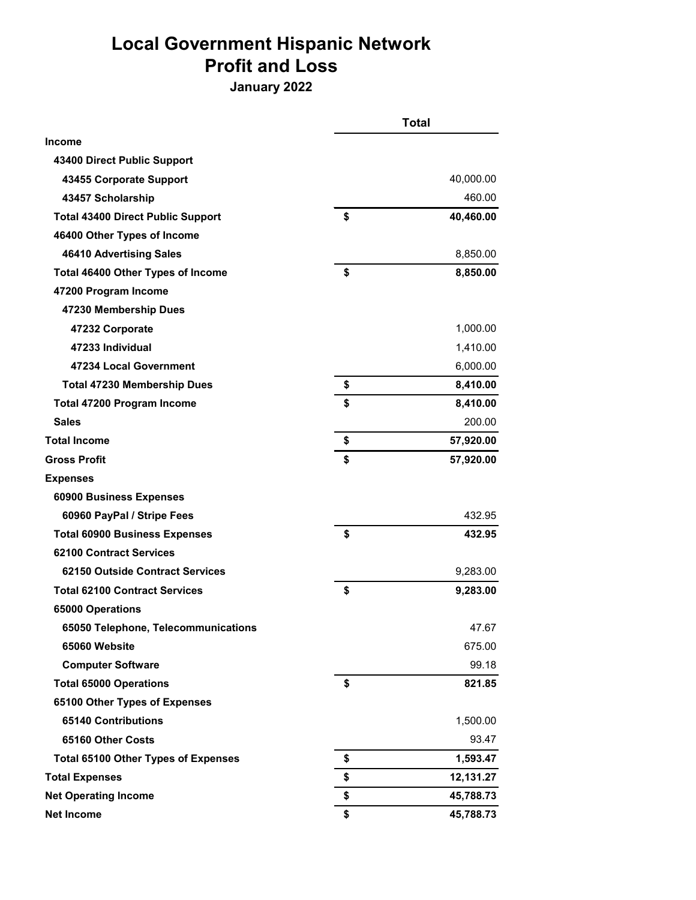# Local Government Hispanic Network
# Profit and Loss
### January 2022

| | Total |
|---|---|
| **Income** | |
| **43400 Direct Public Support** | |
| **43455 Corporate Support** | 40,000.00 |
| **43457 Scholarship** | 460.00 |
| **Total 43400 Direct Public Support** | **$ 40,460.00** |
| **46400 Other Types of Income** | |
| **46410 Advertising Sales** | 8,850.00 |
| **Total 46400 Other Types of Income** | **$ 8,850.00** |
| **47200 Program Income** | |
| **47230 Membership Dues** | |
| **47232 Corporate** | 1,000.00 |
| **47233 Individual** | 1,410.00 |
| **47234 Local Government** | 6,000.00 |
| **Total 47230 Membership Dues** | **$ 8,410.00** |
| **Total 47200 Program Income** | **$ 8,410.00** |
| **Sales** | 200.00 |
| **Total Income** | **$ 57,920.00** |
| **Gross Profit** | **$ 57,920.00** |
| **Expenses** | |
| **60900 Business Expenses** | |
| **60960 PayPal / Stripe Fees** | 432.95 |
| **Total 60900 Business Expenses** | **$ 432.95** |
| **62100 Contract Services** | |
| **62150 Outside Contract Services** | 9,283.00 |
| **Total 62100 Contract Services** | **$ 9,283.00** |
| **65000 Operations** | |
| **65050 Telephone, Telecommunications** | 47.67 |
| **65060 Website** | 675.00 |
| **Computer Software** | 99.18 |
| **Total 65000 Operations** | **$ 821.85** |
| **65100 Other Types of Expenses** | |
| **65140 Contributions** | 1,500.00 |
| **65160 Other Costs** | 93.47 |
| **Total 65100 Other Types of Expenses** | **$ 1,593.47** |
| **Total Expenses** | **$ 12,131.27** |
| **Net Operating Income** | **$ 45,788.73** |
| **Net Income** | **$ 45,788.73** |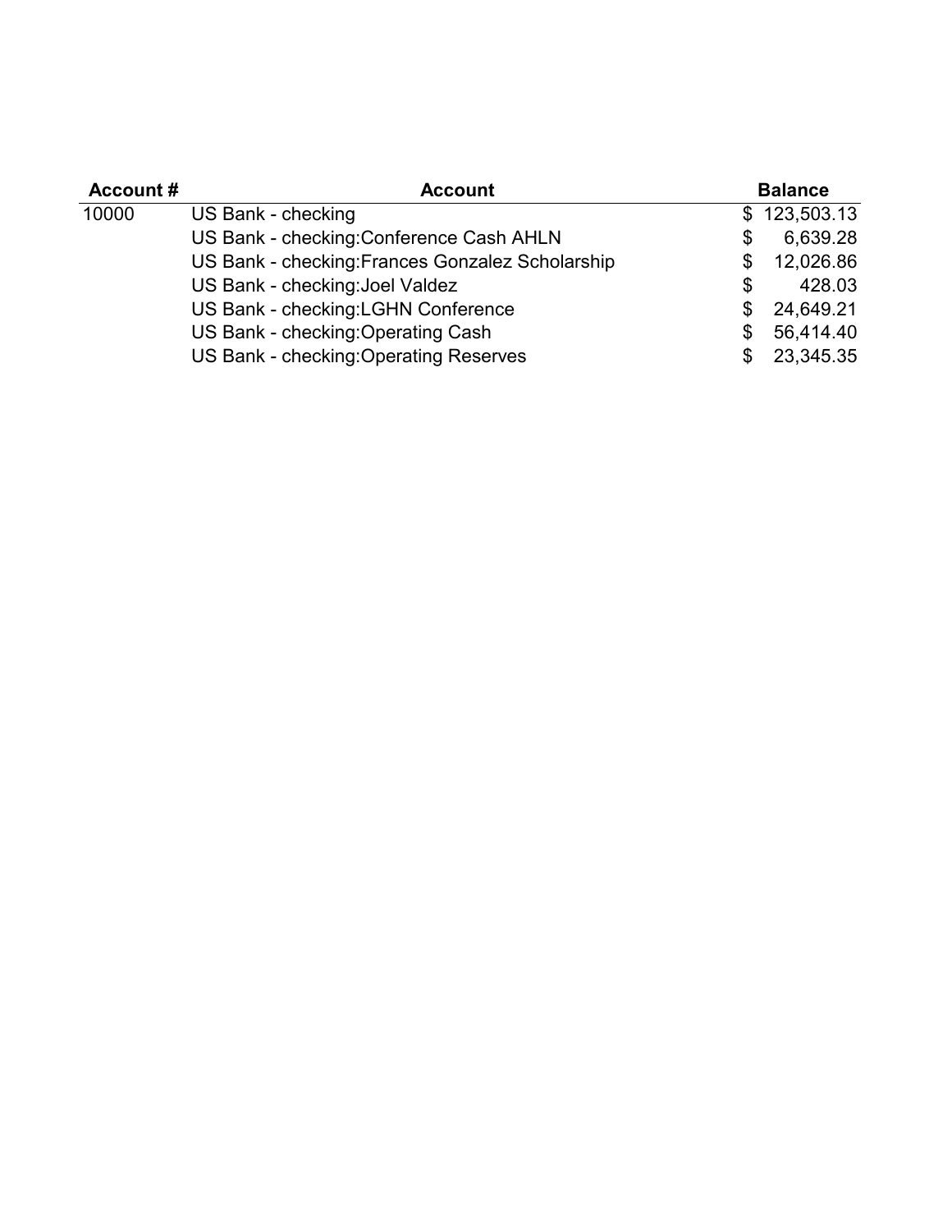| Account # | Account | Balance |
| --- | --- | --- |
| 10000 | US Bank - checking | $ 123,503.13 |
| | US Bank - checking:Conference Cash AHLN | $ 6,639.28 |
| | US Bank - checking:Frances Gonzalez Scholarship | $ 12,026.86 |
| | US Bank - checking:Joel Valdez | $ 428.03 |
| | US Bank - checking:LGHN Conference | $ 24,649.21 |
| | US Bank - checking:Operating Cash | $ 56,414.40 |
| | US Bank - checking:Operating Reserves | $ 23,345.35 |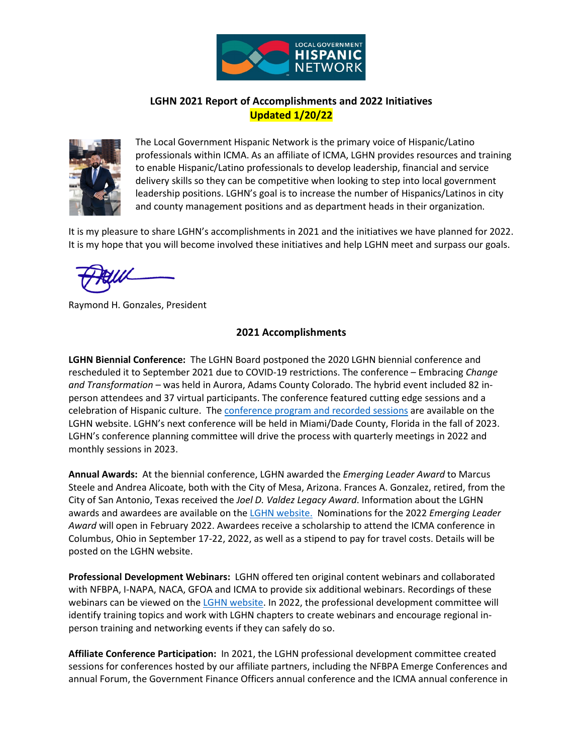**LGHN 2021 Report of Accomplishments and 2022 Initiatives**
**Updated 1/20/22**

The Local Government Hispanic Network is the primary voice of Hispanic/Latino professionals within ICMA. As an affiliate of ICMA, LGHN provides resources and training to enable Hispanic/Latino professionals to develop leadership, financial and service delivery skills so they can be competitive when looking to step into local government leadership positions. LGHN's goal is to increase the number of Hispanics/Latinos in city and county management positions and as department heads in their organization.

It is my pleasure to share LGHN's accomplishments in 2021 and the initiatives we have planned for 2022. It is my hope that you will become involved these initiatives and help LGHN meet and surpass our goals.

Raymond H. Gonzales, President

## 2021 Accomplishments

**LGHN Biennial Conference:** The LGHN Board postponed the 2020 LGHN biennial conference and rescheduled it to September 2021 due to COVID-19 restrictions. The conference – Embracing *Change and Transformation* – was held in Aurora, Adams County Colorado. The hybrid event included 82 in-person attendees and 37 virtual participants. The conference featured cutting edge sessions and a celebration of Hispanic culture. The conference program and recorded sessions are available on the LGHN website. LGHN's next conference will be held in Miami/Dade County, Florida in the fall of 2023. LGHN's conference planning committee will drive the process with quarterly meetings in 2022 and monthly sessions in 2023.

**Annual Awards:** At the biennial conference, LGHN awarded the *Emerging Leader Award* to Marcus Steele and Andrea Alicoate, both with the City of Mesa, Arizona. Frances A. Gonzalez, retired, from the City of San Antonio, Texas received the *Joel D. Valdez Legacy Award*. Information about the LGHN awards and awardees are available on the LGHN website. Nominations for the 2022 *Emerging Leader Award* will open in February 2022. Awardees receive a scholarship to attend the ICMA conference in Columbus, Ohio in September 17-22, 2022, as well as a stipend to pay for travel costs. Details will be posted on the LGHN website.

**Professional Development Webinars:** LGHN offered ten original content webinars and collaborated with NFBPA, I-NAPA, NACA, GFOA and ICMA to provide six additional webinars. Recordings of these webinars can be viewed on the LGHN website. In 2022, the professional development committee will identify training topics and work with LGHN chapters to create webinars and encourage regional in-person training and networking events if they can safely do so.

**Affiliate Conference Participation:** In 2021, the LGHN professional development committee created sessions for conferences hosted by our affiliate partners, including the NFBPA Emerge Conferences and annual Forum, the Government Finance Officers annual conference and the ICMA annual conference in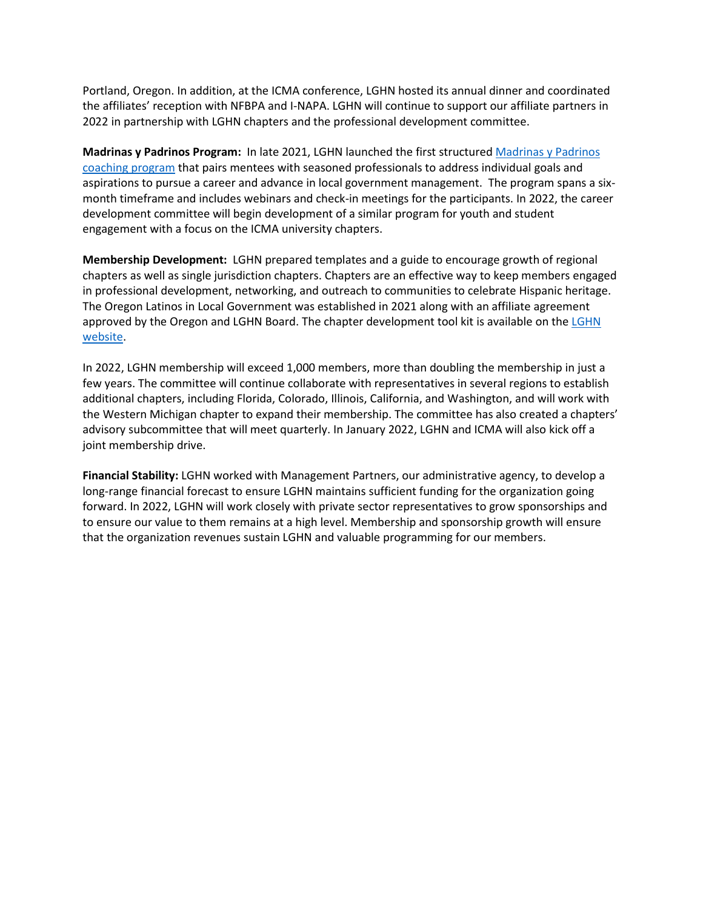Portland, Oregon. In addition, at the ICMA conference, LGHN hosted its annual dinner and coordinated the affiliates' reception with NFBPA and I-NAPA. LGHN will continue to support our affiliate partners in 2022 in partnership with LGHN chapters and the professional development committee.

**Madrinas y Padrinos Program:** In late 2021, LGHN launched the first structured Madrinas y Padrinos coaching program that pairs mentees with seasoned professionals to address individual goals and aspirations to pursue a career and advance in local government management. The program spans a six-month timeframe and includes webinars and check-in meetings for the participants. In 2022, the career development committee will begin development of a similar program for youth and student engagement with a focus on the ICMA university chapters.

**Membership Development:** LGHN prepared templates and a guide to encourage growth of regional chapters as well as single jurisdiction chapters. Chapters are an effective way to keep members engaged in professional development, networking, and outreach to communities to celebrate Hispanic heritage. The Oregon Latinos in Local Government was established in 2021 along with an affiliate agreement approved by the Oregon and LGHN Board. The chapter development tool kit is available on the LGHN website.

In 2022, LGHN membership will exceed 1,000 members, more than doubling the membership in just a few years. The committee will continue collaborate with representatives in several regions to establish additional chapters, including Florida, Colorado, Illinois, California, and Washington, and will work with the Western Michigan chapter to expand their membership. The committee has also created a chapters' advisory subcommittee that will meet quarterly. In January 2022, LGHN and ICMA will also kick off a joint membership drive.

**Financial Stability:** LGHN worked with Management Partners, our administrative agency, to develop a long-range financial forecast to ensure LGHN maintains sufficient funding for the organization going forward. In 2022, LGHN will work closely with private sector representatives to grow sponsorships and to ensure our value to them remains at a high level. Membership and sponsorship growth will ensure that the organization revenues sustain LGHN and valuable programming for our members.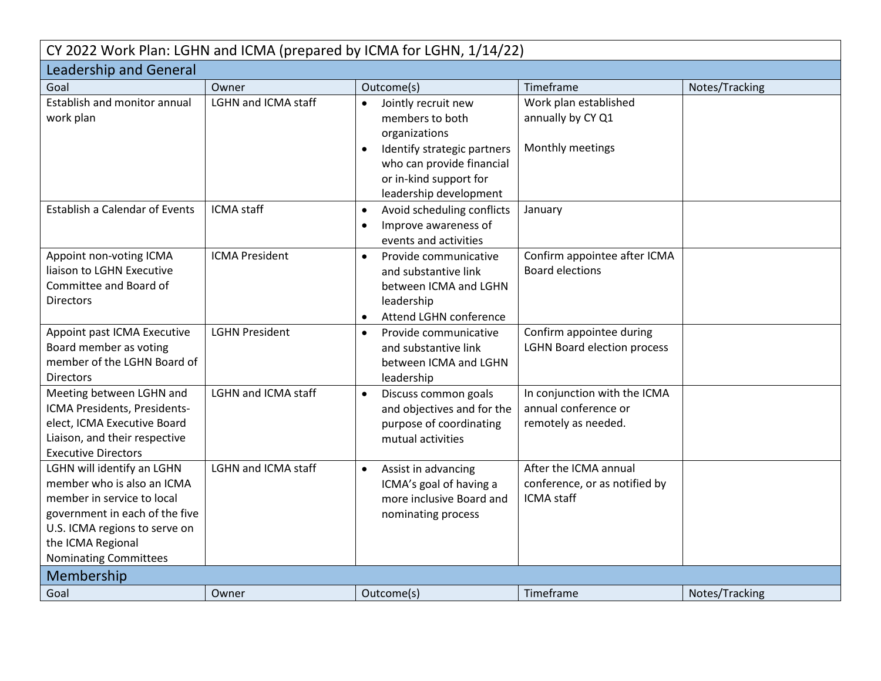## CY 2022 Work Plan: LGHN and ICMA (prepared by ICMA for LGHN, 1/14/22)

### Leadership and General

| Goal | Owner | Outcome(s) | Timeframe | Notes/Tracking |
|---|---|---|---|---|
| Establish and monitor annual work plan | LGHN and ICMA staff | • Jointly recruit new members to both organizations<br>• Identify strategic partners who can provide financial or in-kind support for leadership development | Work plan established annually by CY Q1<br><br>Monthly meetings | |
| Establish a Calendar of Events | ICMA staff | • Avoid scheduling conflicts<br>• Improve awareness of events and activities | January | |
| Appoint non-voting ICMA liaison to LGHN Executive Committee and Board of Directors | ICMA President | • Provide communicative and substantive link between ICMA and LGHN leadership<br>• Attend LGHN conference | Confirm appointee after ICMA Board elections | |
| Appoint past ICMA Executive Board member as voting member of the LGHN Board of Directors | LGHN President | • Provide communicative and substantive link between ICMA and LGHN leadership | Confirm appointee during LGHN Board election process | |
| Meeting between LGHN and ICMA Presidents, Presidents-elect, ICMA Executive Board Liaison, and their respective Executive Directors | LGHN and ICMA staff | • Discuss common goals and objectives and for the purpose of coordinating mutual activities | In conjunction with the ICMA annual conference or remotely as needed. | |
| LGHN will identify an LGHN member who is also an ICMA member in service to local government in each of the five U.S. ICMA regions to serve on the ICMA Regional Nominating Committees | LGHN and ICMA staff | • Assist in advancing ICMA's goal of having a more inclusive Board and nominating process | After the ICMA annual conference, or as notified by ICMA staff | |

### Membership

| Goal | Owner | Outcome(s) | Timeframe | Notes/Tracking |
|---|---|---|---|---|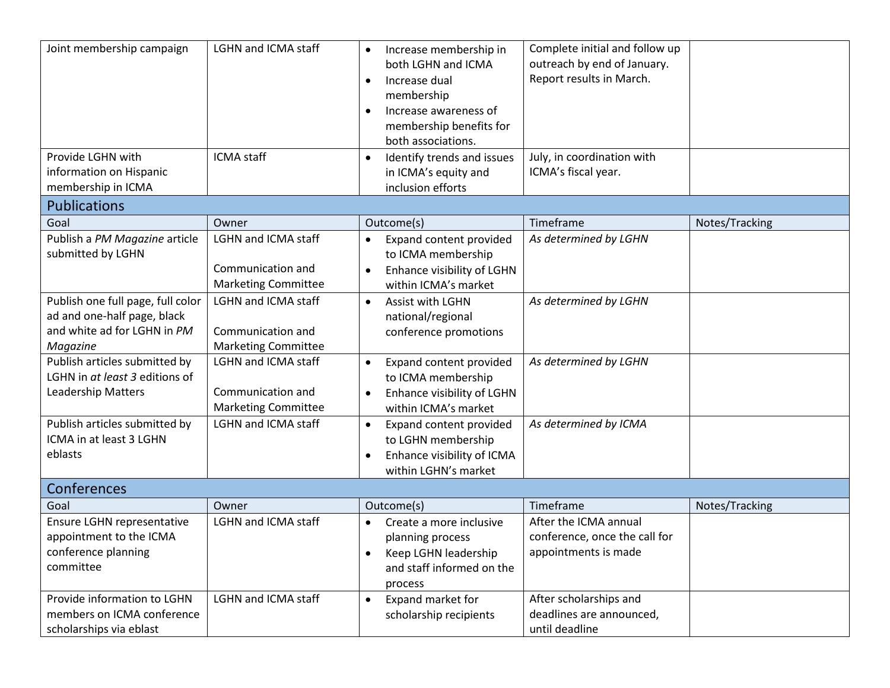| | | | | |
|---|---|---|---|---|
| Joint membership campaign | LGHN and ICMA staff | • Increase membership in both LGHN and ICMA<br>• Increase dual membership<br>• Increase awareness of membership benefits for both associations. | Complete initial and follow up outreach by end of January. Report results in March. | |
| Provide LGHN with information on Hispanic membership in ICMA | ICMA staff | • Identify trends and issues in ICMA's equity and inclusion efforts | July, in coordination with ICMA's fiscal year. | |

## Publications

| Goal | Owner | Outcome(s) | Timeframe | Notes/Tracking |
|---|---|---|---|---|
| Publish a *PM Magazine* article submitted by LGHN | LGHN and ICMA staff<br><br>Communication and Marketing Committee | • Expand content provided to ICMA membership<br>• Enhance visibility of LGHN within ICMA's market | *As determined by LGHN* | |
| Publish one full page, full color ad and one-half page, black and white ad for LGHN in *PM Magazine* | LGHN and ICMA staff<br><br>Communication and Marketing Committee | • Assist with LGHN national/regional conference promotions | *As determined by LGHN* | |
| Publish articles submitted by LGHN in *at least 3* editions of Leadership Matters | LGHN and ICMA staff<br><br>Communication and Marketing Committee | • Expand content provided to ICMA membership<br>• Enhance visibility of LGHN within ICMA's market | *As determined by LGHN* | |
| Publish articles submitted by ICMA in at least 3 LGHN eblasts | LGHN and ICMA staff | • Expand content provided to LGHN membership<br>• Enhance visibility of ICMA within LGHN's market | *As determined by ICMA* | |

## Conferences

| Goal | Owner | Outcome(s) | Timeframe | Notes/Tracking |
|---|---|---|---|---|
| Ensure LGHN representative appointment to the ICMA conference planning committee | LGHN and ICMA staff | • Create a more inclusive planning process<br>• Keep LGHN leadership and staff informed on the process | After the ICMA annual conference, once the call for appointments is made | |
| Provide information to LGHN members on ICMA conference scholarships via eblast | LGHN and ICMA staff | • Expand market for scholarship recipients | After scholarships and deadlines are announced, until deadline | |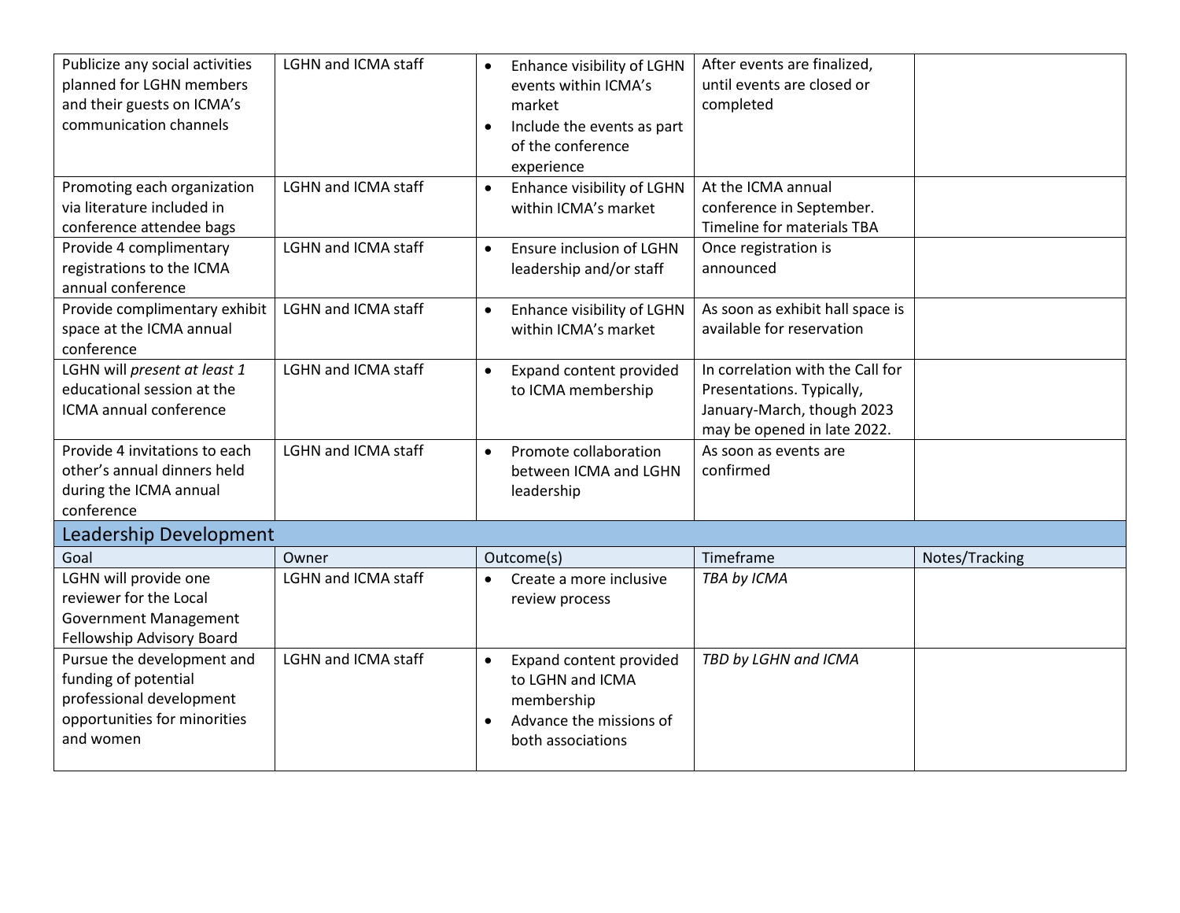| Goal | Owner | Outcome(s) | Timeframe | Notes/Tracking |
|---|---|---|---|---|
| Publicize any social activities planned for LGHN members and their guests on ICMA's communication channels | LGHN and ICMA staff | • Enhance visibility of LGHN events within ICMA's market<br>• Include the events as part of the conference experience | After events are finalized, until events are closed or completed | |
| Promoting each organization via literature included in conference attendee bags | LGHN and ICMA staff | • Enhance visibility of LGHN within ICMA's market | At the ICMA annual conference in September. Timeline for materials TBA | |
| Provide 4 complimentary registrations to the ICMA annual conference | LGHN and ICMA staff | • Ensure inclusion of LGHN leadership and/or staff | Once registration is announced | |
| Provide complimentary exhibit space at the ICMA annual conference | LGHN and ICMA staff | • Enhance visibility of LGHN within ICMA's market | As soon as exhibit hall space is available for reservation | |
| LGHN will *present at least 1* educational session at the ICMA annual conference | LGHN and ICMA staff | • Expand content provided to ICMA membership | In correlation with the Call for Presentations. Typically, January-March, though 2023 may be opened in late 2022. | |
| Provide 4 invitations to each other's annual dinners held during the ICMA annual conference | LGHN and ICMA staff | • Promote collaboration between ICMA and LGHN leadership | As soon as events are confirmed | |
| **Leadership Development** | | | | |
| Goal | Owner | Outcome(s) | Timeframe | Notes/Tracking |
| LGHN will provide one reviewer for the Local Government Management Fellowship Advisory Board | LGHN and ICMA staff | • Create a more inclusive review process | *TBA by ICMA* | |
| Pursue the development and funding of potential professional development opportunities for minorities and women | LGHN and ICMA staff | • Expand content provided to LGHN and ICMA membership<br>• Advance the missions of both associations | *TBD by LGHN and ICMA* | |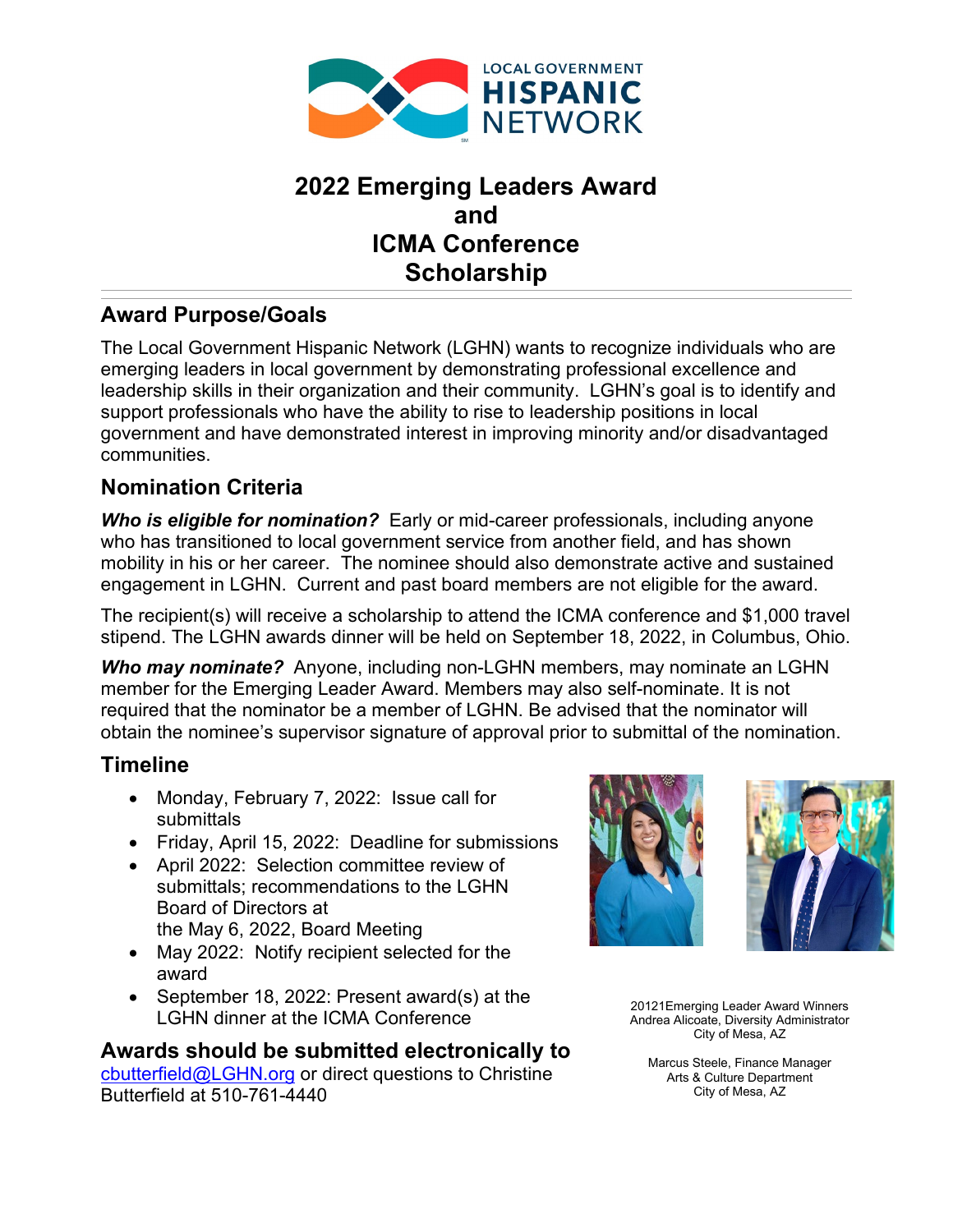LOCAL GOVERNMENT
HISPANIC
NETWORK

# 2022 Emerging Leaders Award and ICMA Conference Scholarship

## Award Purpose/Goals

The Local Government Hispanic Network (LGHN) wants to recognize individuals who are emerging leaders in local government by demonstrating professional excellence and leadership skills in their organization and their community. LGHN's goal is to identify and support professionals who have the ability to rise to leadership positions in local government and have demonstrated interest in improving minority and/or disadvantaged communities.

## Nomination Criteria

***Who is eligible for nomination?*** Early or mid-career professionals, including anyone who has transitioned to local government service from another field, and has shown mobility in his or her career. The nominee should also demonstrate active and sustained engagement in LGHN. Current and past board members are not eligible for the award.

The recipient(s) will receive a scholarship to attend the ICMA conference and $1,000 travel stipend. The LGHN awards dinner will be held on September 18, 2022, in Columbus, Ohio.

***Who may nominate?*** Anyone, including non-LGHN members, may nominate an LGHN member for the Emerging Leader Award. Members may also self-nominate. It is not required that the nominator be a member of LGHN. Be advised that the nominator will obtain the nominee's supervisor signature of approval prior to submittal of the nomination.

## Timeline

- Monday, February 7, 2022: Issue call for submittals
- Friday, April 15, 2022: Deadline for submissions
- April 2022: Selection committee review of submittals; recommendations to the LGHN Board of Directors at the May 6, 2022, Board Meeting
- May 2022: Notify recipient selected for the award
- September 18, 2022: Present award(s) at the LGHN dinner at the ICMA Conference

20121Emerging Leader Award Winners
Andrea Alicoate, Diversity Administrator
City of Mesa, AZ

Marcus Steele, Finance Manager
Arts & Culture Department
City of Mesa, AZ

## Awards should be submitted electronically to

cbutterfield@LGHN.org or direct questions to Christine Butterfield at 510-761-4440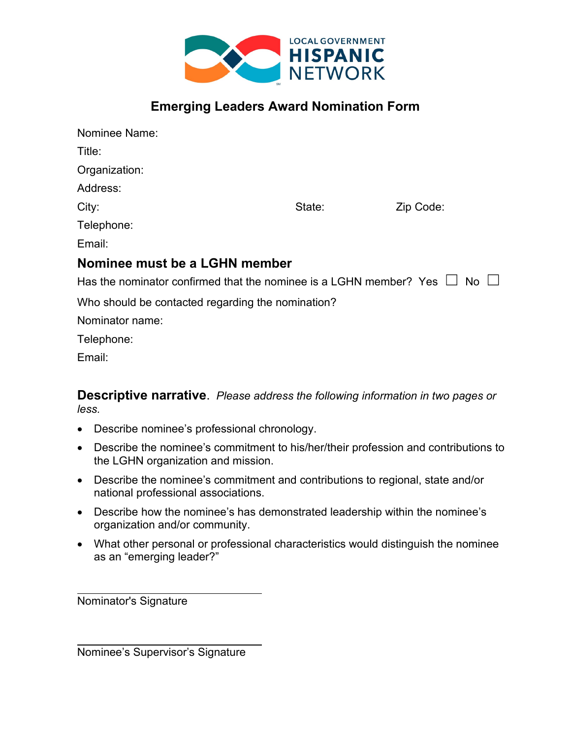# Emerging Leaders Award Nomination Form

Nominee Name:

Title:

Organization:

Address:

City: State: Zip Code:

Telephone:

Email:

## Nominee must be a LGHN member

Has the nominator confirmed that the nominee is a LGHN member? Yes ☐ No ☐

Who should be contacted regarding the nomination?

Nominator name:

Telephone:

Email:

**Descriptive narrative**. *Please address the following information in two pages or less.*

- Describe nominee's professional chronology.
- Describe the nominee's commitment to his/her/their profession and contributions to the LGHN organization and mission.
- Describe the nominee's commitment and contributions to regional, state and/or national professional associations.
- Describe how the nominee's has demonstrated leadership within the nominee's organization and/or community.
- What other personal or professional characteristics would distinguish the nominee as an "emerging leader?"

\_\_\_\_\_\_\_\_\_\_\_\_\_\_\_\_\_\_\_\_\_\_\_\_\_\_\_\_\_\_

Nominator's Signature

\_\_\_\_\_\_\_\_\_\_\_\_\_\_\_\_\_\_\_\_\_\_\_\_\_\_\_\_\_\_

Nominee's Supervisor's Signature